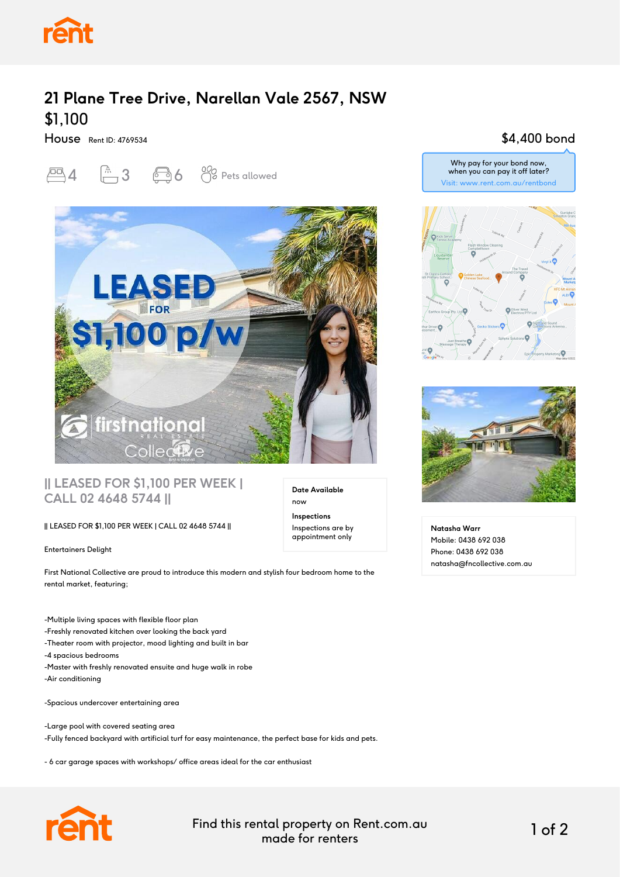# 21 Plane Tree Drive, Narellan Vale 2567, NSW

## $1,100

House Rent ID: 4769534

4 3 6 Pets allowed

$4,400 bond

Why pay for your bond now, when you can pay it off later?
Visit: www.rent.com.au/rentbond

## || LEASED FOR $1,100 PER WEEK | CALL 02 4648 5744 ||

**Date Available**
now

**Inspections**
Inspections are by appointment only

|| LEASED FOR $1,100 PER WEEK | CALL 02 4648 5744 ||

Entertainers Delight

First National Collective are proud to introduce this modern and stylish four bedroom home to the rental market, featuring;

-Multiple living spaces with flexible floor plan
-Freshly renovated kitchen over looking the back yard
-Theater room with projector, mood lighting and built in bar
-4 spacious bedrooms
-Master with freshly renovated ensuite and huge walk in robe
-Air conditioning

-Spacious undercover entertaining area

-Large pool with covered seating area
-Fully fenced backyard with artificial turf for easy maintenance, the perfect base for kids and pets.

- 6 car garage spaces with workshops/ office areas ideal for the car enthusiast

**Natasha Warr**
Mobile: 0438 692 038
Phone: 0438 692 038
natasha@fncollective.com.au

Find this rental property on Rent.com.au made for renters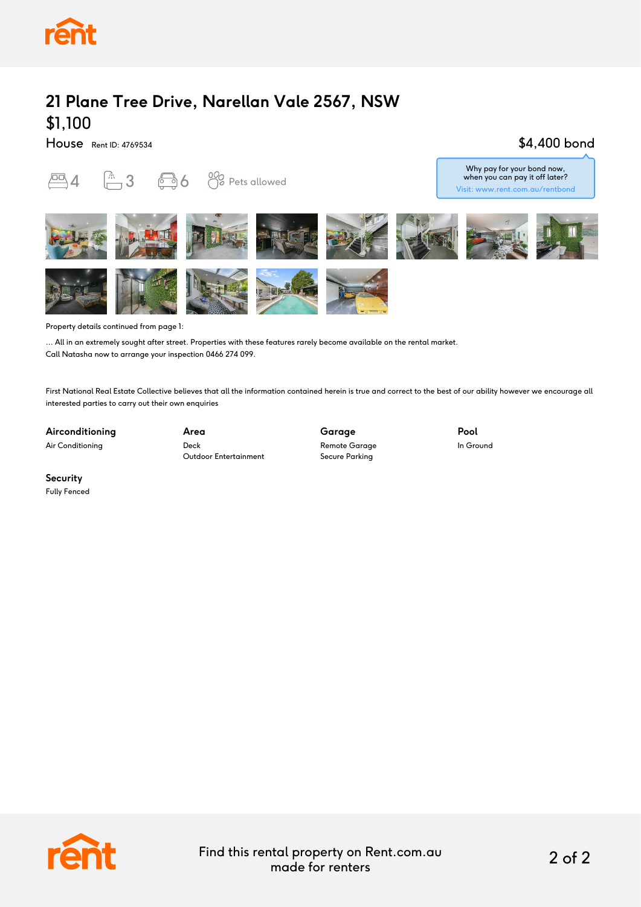# 21 Plane Tree Drive, Narellan Vale 2567, NSW

## $1,100

House Rent ID: 4769534

$4,400 bond

Why pay for your bond now, when you can pay it off later?
Visit: www.rent.com.au/rentbond

4 3 6 Pets allowed

Property details continued from page 1:

... All in an extremely sought after street. Properties with these features rarely become available on the rental market.
Call Natasha now to arrange your inspection 0466 274 099.

First National Real Estate Collective believes that all the information contained herein is true and correct to the best of our ability however we encourage all interested parties to carry out their own enquiries

### Airconditioning
Air Conditioning

### Area
Deck
Outdoor Entertainment

### Garage
Remote Garage
Secure Parking

### Pool
In Ground

### Security
Fully Fenced

Find this rental property on Rent.com.au made for renters